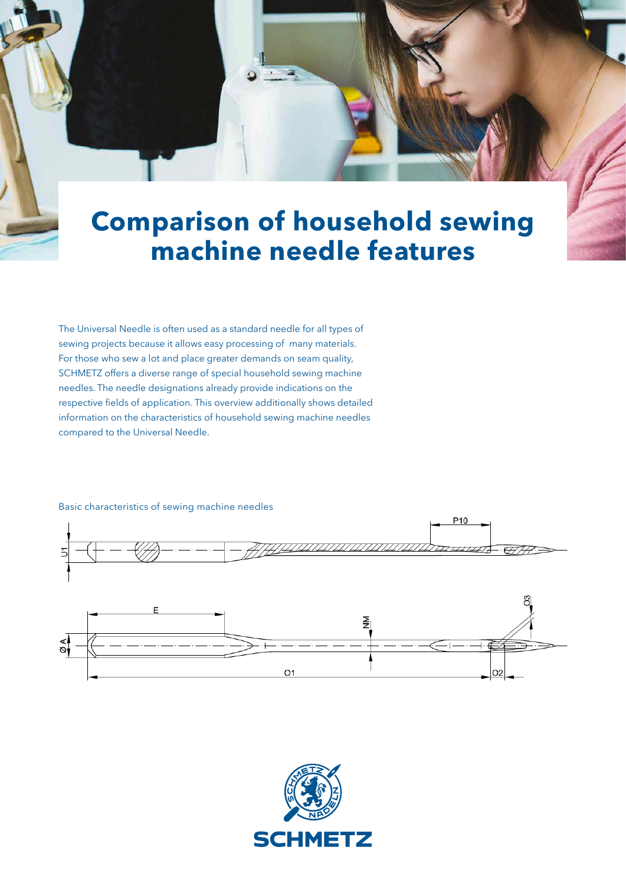# Comparison of household sewing machine needle features

The Universal Needle is often used as a standard needle for all types of sewing projects because it allows easy processing of many materials. For those who sew a lot and place greater demands on seam quality, SCHMETZ offers a diverse range of special household sewing machine needles. The needle designations already provide indications on the respective fields of application. This overview additionally shows detailed information on the characteristics of household sewing machine needles compared to the Universal Needle.

Basic characteristics of sewing machine needles

P10

U1

E

NM

O3

Ø A

O1

O2

SCHMETZ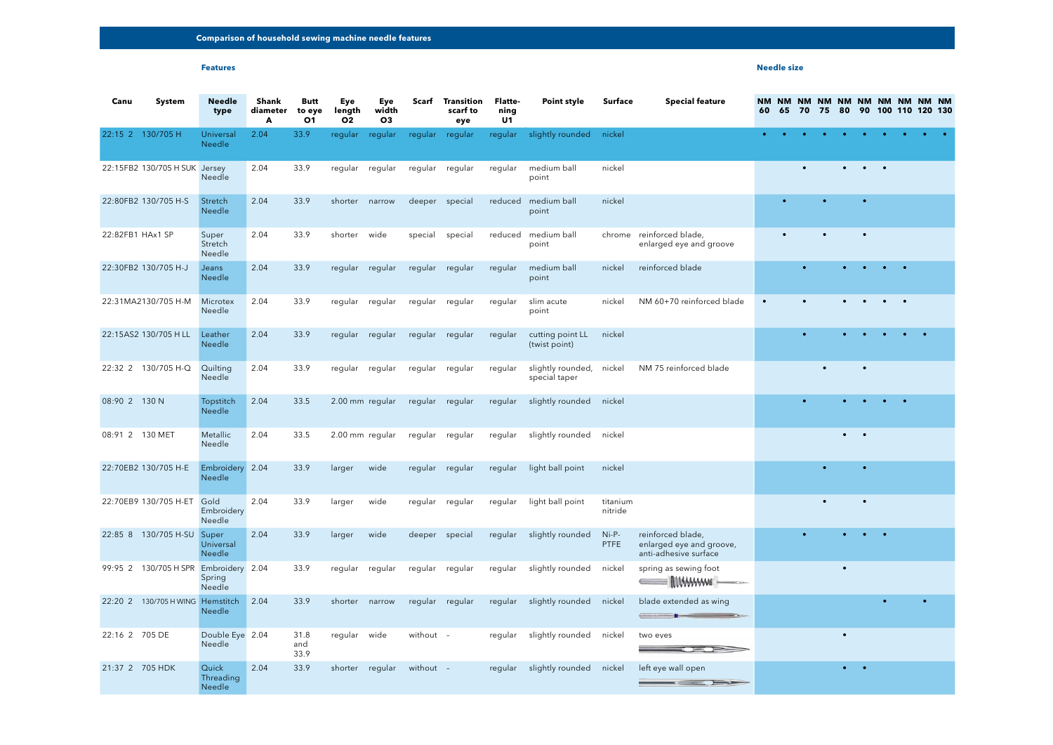## Comparison of household sewing machine needle features

| Canu | System | Features | | | | | | | | | | | | Needle size | | | | | | | | | |
|---|---|---|---|---|---|---|---|---|---|---|---|---|---|---|---|---|---|---|---|---|---|---|---|
| | | Needle type | Shank diameter A | Butt to eye O1 | Eye length O2 | Eye width O3 | Scarf | Transition scarf to eye | Flattening U1 | Point style | Surface | Special feature | NM 60 | NM 65 | NM 70 | NM 75 | NM 80 | NM 90 | NM 100 | NM 110 | NM 120 | NM 130 |
| 22:15 2 | 130/705 H | Universal Needle | 2.04 | 33.9 | regular | regular | regular | regular | regular | slightly rounded | nickel | | • | • | • | • | • | • | • | • | • | • |
| 22:15FB2 | 130/705 H SUK | Jersey Needle | 2.04 | 33.9 | regular | regular | regular | regular | regular | medium ball point | nickel | | | | • | | • | • | • | | | |
| 22:80FB2 | 130/705 H-S | Stretch Needle | 2.04 | 33.9 | shorter | narrow | deeper | special | reduced | medium ball point | nickel | | | • | | • | | • | | | | |
| 22:82FB1 | HAx1 SP | Super Stretch Needle | 2.04 | 33.9 | shorter | wide | special | special | reduced | medium ball point | chrome | reinforced blade, enlarged eye and groove | | • | | • | | • | | | | |
| 22:30FB2 | 130/705 H-J | Jeans Needle | 2.04 | 33.9 | regular | regular | regular | regular | regular | medium ball point | nickel | reinforced blade | | | • | | • | • | • | • | | |
| 22:31MA2 | 130/705 H-M | Microtex Needle | 2.04 | 33.9 | regular | regular | regular | regular | regular | slim acute point | nickel | NM 60+70 reinforced blade | • | | • | | • | • | • | • | | |
| 22:15AS2 | 130/705 H LL | Leather Needle | 2.04 | 33.9 | regular | regular | regular | regular | regular | cutting point LL (twist point) | nickel | | | | • | | • | • | • | • | • | |
| 22:32 2 | 130/705 H-Q | Quilting Needle | 2.04 | 33.9 | regular | regular | regular | regular | regular | slightly rounded, special taper | nickel | NM 75 reinforced blade | | | | • | | • | | | | |
| 08:90 2 | 130 N | Topstitch Needle | 2.04 | 33.5 | 2.00 mm | regular | regular | regular | regular | slightly rounded | nickel | | | | • | | • | • | • | • | | |
| 08:91 2 | 130 MET | Metallic Needle | 2.04 | 33.5 | 2.00 mm | regular | regular | regular | regular | slightly rounded | nickel | | | | | | • | • | | | | |
| 22:70EB2 | 130/705 H-E | Embroidery Needle | 2.04 | 33.9 | larger | wide | regular | regular | regular | light ball point | nickel | | | | | • | | • | | | | |
| 22:70EB9 | 130/705 H-ET | Gold Embroidery Needle | 2.04 | 33.9 | larger | wide | regular | regular | regular | light ball point | titanium nitride | | | | | • | | • | | | | |
| 22:85 8 | 130/705 H-SU | Super Universal Needle | 2.04 | 33.9 | larger | wide | deeper | special | regular | slightly rounded | Ni-P-PTFE | reinforced blade, enlarged eye and groove, anti-adhesive surface | | | • | | • | • | • | | | |
| 99:95 2 | 130/705 H SPR | Embroidery Spring Needle | 2.04 | 33.9 | regular | regular | regular | regular | regular | slightly rounded | nickel | spring as sewing foot | | | | | • | | | | | |
| 22:20 2 | 130/705 H WING | Hemstitch Needle | 2.04 | 33.9 | shorter | narrow | regular | regular | regular | slightly rounded | nickel | blade extended as wing | | | | | | | • | | • | |
| 22:16 2 | 705 DE | Double Eye Needle | 2.04 | 31.8 and 33.9 | regular | wide | without | – | regular | slightly rounded | nickel | two eyes | | | | | • | | | | | |
| 21:37 2 | 705 HDK | Quick Threading Needle | 2.04 | 33.9 | shorter | regular | without | – | regular | slightly rounded | nickel | left eye wall open | | | | | • | • | | | | |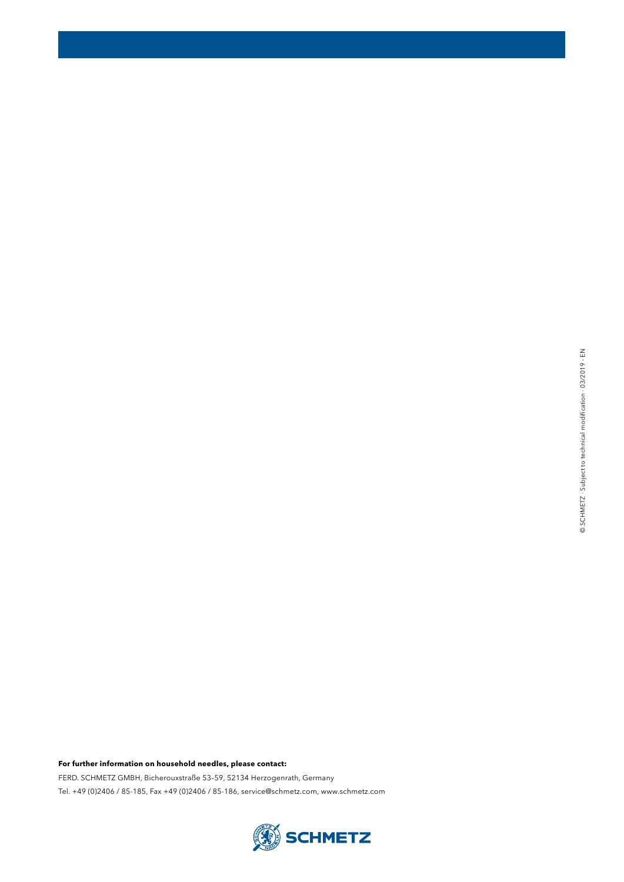**For further information on household needles, please contact:**

FERD. SCHMETZ GMBH, Bicherouxstraße 53–59, 52134 Herzogenrath, Germany

Tel. +49 (0)2406 / 85-185, Fax +49 (0)2406 / 85-186, service@schmetz.com, www.schmetz.com

© SCHMETZ · Subject to technical modification · 03/2019 · EN